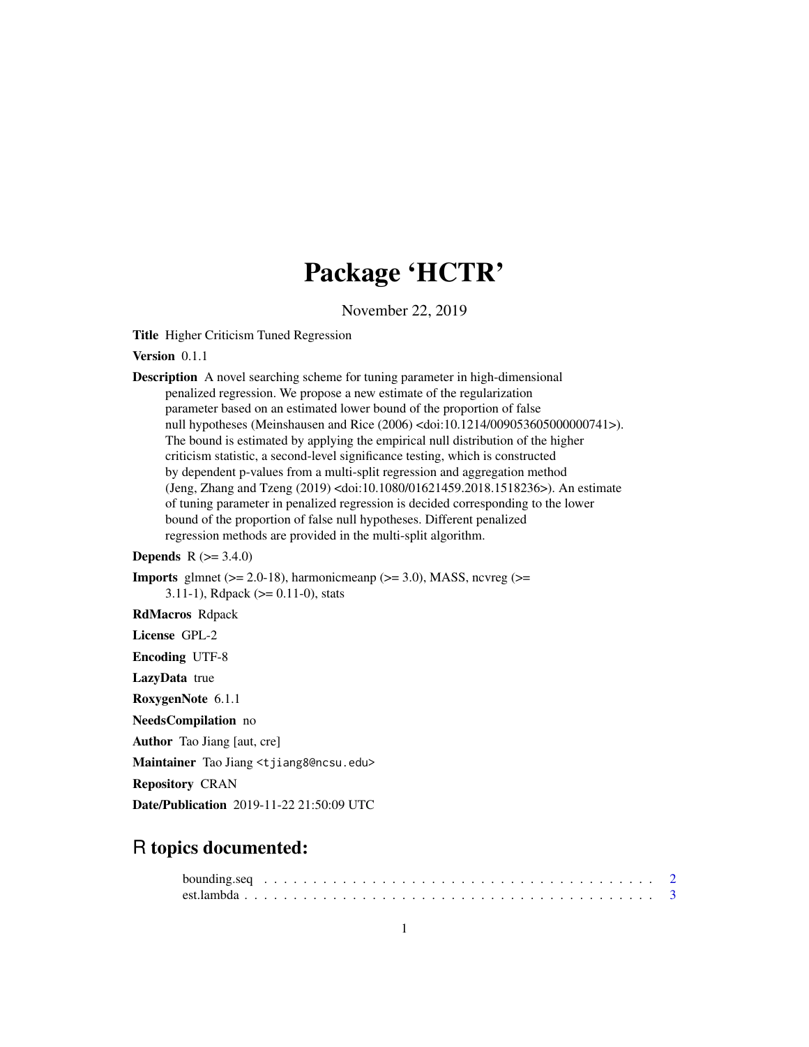# Package 'HCTR'

November 22, 2019

**Title** Higher Criticism Tuned Regression

**Version** 0.1.1

**Description** A novel searching scheme for tuning parameter in high-dimensional penalized regression. We propose a new estimate of the regularization parameter based on an estimated lower bound of the proportion of false null hypotheses (Meinshausen and Rice (2006) <doi:10.1214/009053605000000741>). The bound is estimated by applying the empirical null distribution of the higher criticism statistic, a second-level significance testing, which is constructed by dependent p-values from a multi-split regression and aggregation method (Jeng, Zhang and Tzeng (2019) <doi:10.1080/01621459.2018.1518236>). An estimate of tuning parameter in penalized regression is decided corresponding to the lower bound of the proportion of false null hypotheses. Different penalized regression methods are provided in the multi-split algorithm.

**Depends** R (>= 3.4.0)

**Imports** glmnet (>= 2.0-18), harmonicmeanp (>= 3.0), MASS, ncvreg (>= 3.11-1), Rdpack (>= 0.11-0), stats

**RdMacros** Rdpack

**License** GPL-2

**Encoding** UTF-8

**LazyData** true

**RoxygenNote** 6.1.1

**NeedsCompilation** no

**Author** Tao Jiang [aut, cre]

**Maintainer** Tao Jiang <tjiang8@ncsu.edu>

**Repository** CRAN

**Date/Publication** 2019-11-22 21:50:09 UTC

## R topics documented:

bounding.seq . . . . . . . . . . . . . . . . . . . . . . . . . . . . . . . . . . . . . . . . 2
est.lambda . . . . . . . . . . . . . . . . . . . . . . . . . . . . . . . . . . . . . . . . . 3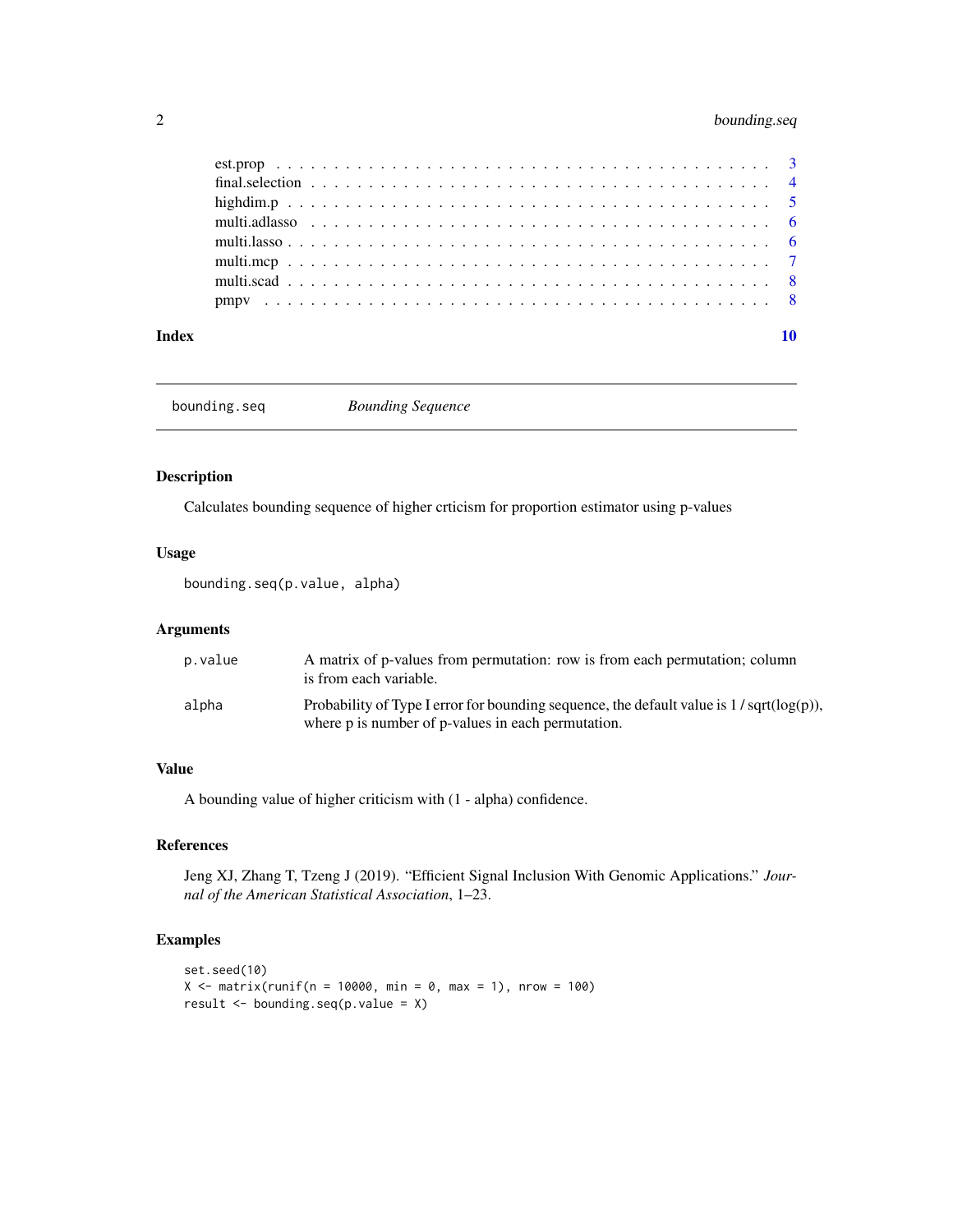| | |
|---|---|
| est.prop | 3 |
| final.selection | 4 |
| highdim.p | 5 |
| multi.adlasso | 6 |
| multi.lasso | 6 |
| multi.mcp | 7 |
| multi.scad | 8 |
| pmpv | 8 |

**Index** **10**

---

`bounding.seq` *Bounding Sequence*

---

### Description

Calculates bounding sequence of higher crticism for proportion estimator using p-values

### Usage

```
bounding.seq(p.value, alpha)
```

### Arguments

| | |
|---|---|
| `p.value` | A matrix of p-values from permutation: row is from each permutation; column is from each variable. |
| `alpha` | Probability of Type I error for bounding sequence, the default value is 1 / sqrt(log(p)), where p is number of p-values in each permutation. |

### Value

A bounding value of higher criticism with (1 - alpha) confidence.

### References

Jeng XJ, Zhang T, Tzeng J (2019). "Efficient Signal Inclusion With Genomic Applications." *Journal of the American Statistical Association*, 1–23.

### Examples

```
set.seed(10)
X <- matrix(runif(n = 10000, min = 0, max = 1), nrow = 100)
result <- bounding.seq(p.value = X)
```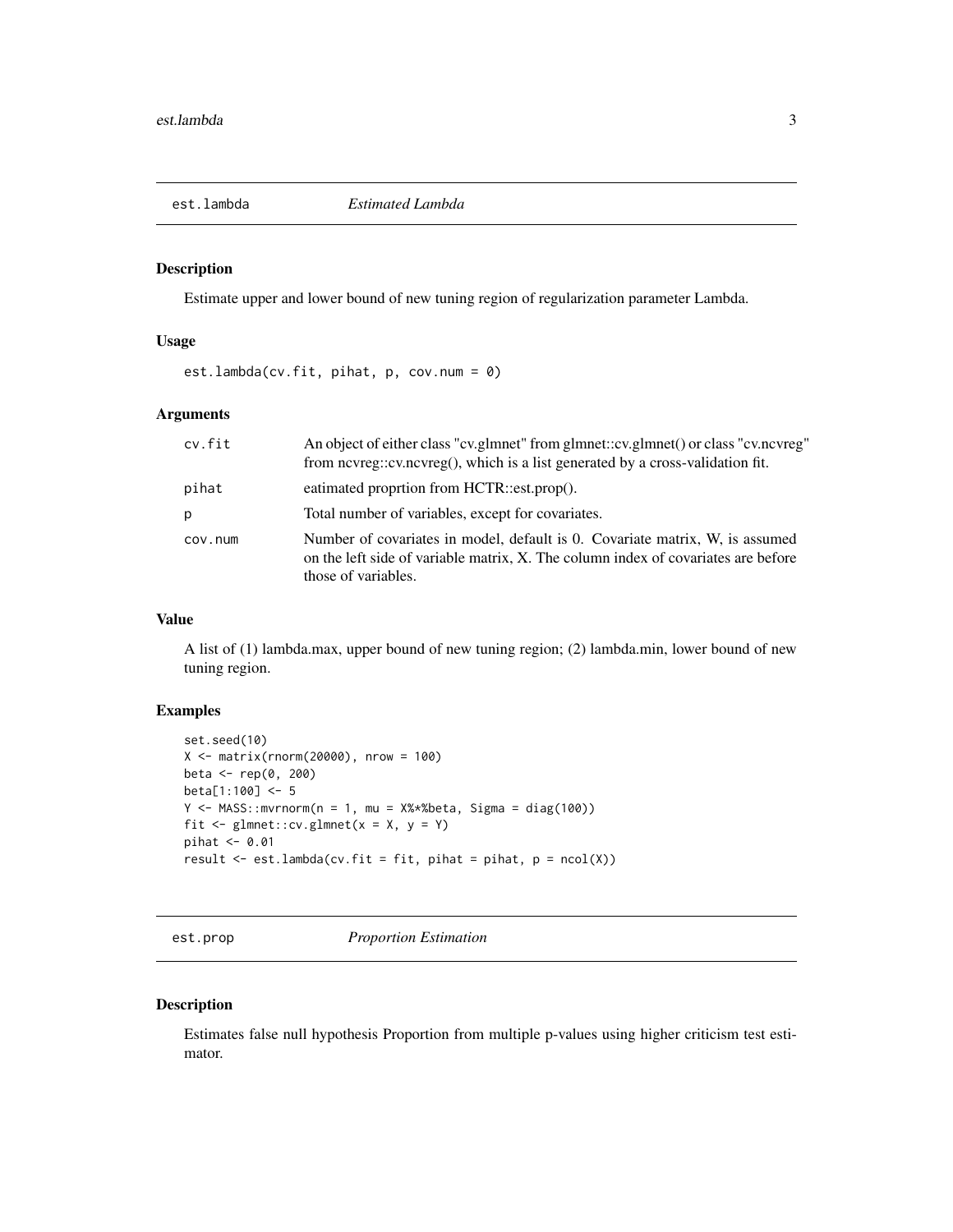## est.lambda *Estimated Lambda*

### Description

Estimate upper and lower bound of new tuning region of regularization parameter Lambda.

### Usage

```
est.lambda(cv.fit, pihat, p, cov.num = 0)
```

### Arguments

| | |
|---|---|
| cv.fit | An object of either class "cv.glmnet" from glmnet::cv.glmnet() or class "cv.ncvreg" from ncvreg::cv.ncvreg(), which is a list generated by a cross-validation fit. |
| pihat | eatimated proprtion from HCTR::est.prop(). |
| p | Total number of variables, except for covariates. |
| cov.num | Number of covariates in model, default is 0. Covariate matrix, W, is assumed on the left side of variable matrix, X. The column index of covariates are before those of variables. |

### Value

A list of (1) lambda.max, upper bound of new tuning region; (2) lambda.min, lower bound of new tuning region.

### Examples

```
set.seed(10)
X <- matrix(rnorm(20000), nrow = 100)
beta <- rep(0, 200)
beta[1:100] <- 5
Y <- MASS::mvrnorm(n = 1, mu = X%*%beta, Sigma = diag(100))
fit <- glmnet::cv.glmnet(x = X, y = Y)
pihat <- 0.01
result <- est.lambda(cv.fit = fit, pihat = pihat, p = ncol(X))
```

## est.prop *Proportion Estimation*

### Description

Estimates false null hypothesis Proportion from multiple p-values using higher criticism test estimator.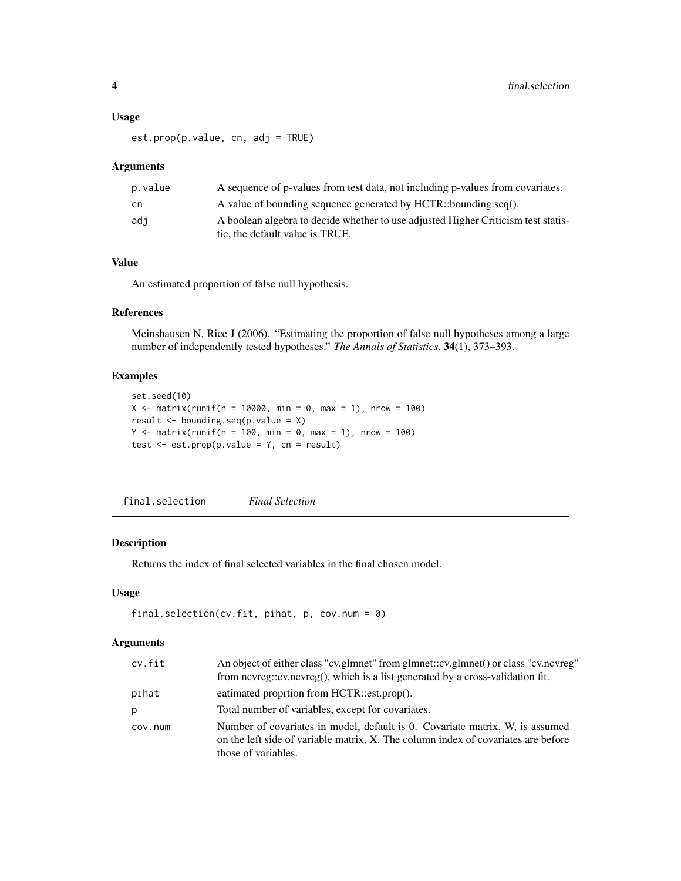### Usage

```
est.prop(p.value, cn, adj = TRUE)
```

### Arguments

| | |
|---|---|
| p.value | A sequence of p-values from test data, not including p-values from covariates. |
| cn | A value of bounding sequence generated by HCTR::bounding.seq(). |
| adj | A boolean algebra to decide whether to use adjusted Higher Criticism test statistic, the default value is TRUE. |

### Value

An estimated proportion of false null hypothesis.

### References

Meinshausen N, Rice J (2006). "Estimating the proportion of false null hypotheses among a large number of independently tested hypotheses." *The Annals of Statistics*, **34**(1), 373–393.

### Examples

```
set.seed(10)
X <- matrix(runif(n = 10000, min = 0, max = 1), nrow = 100)
result <- bounding.seq(p.value = X)
Y <- matrix(runif(n = 100, min = 0, max = 1), nrow = 100)
test <- est.prop(p.value = Y, cn = result)
```

## final.selection *Final Selection*

### Description

Returns the index of final selected variables in the final chosen model.

### Usage

```
final.selection(cv.fit, pihat, p, cov.num = 0)
```

### Arguments

| | |
|---|---|
| cv.fit | An object of either class "cv.glmnet" from glmnet::cv.glmnet() or class "cv.ncvreg" from ncvreg::cv.ncvreg(), which is a list generated by a cross-validation fit. |
| pihat | eatimated proprtion from HCTR::est.prop(). |
| p | Total number of variables, except for covariates. |
| cov.num | Number of covariates in model, default is 0. Covariate matrix, W, is assumed on the left side of variable matrix, X. The column index of covariates are before those of variables. |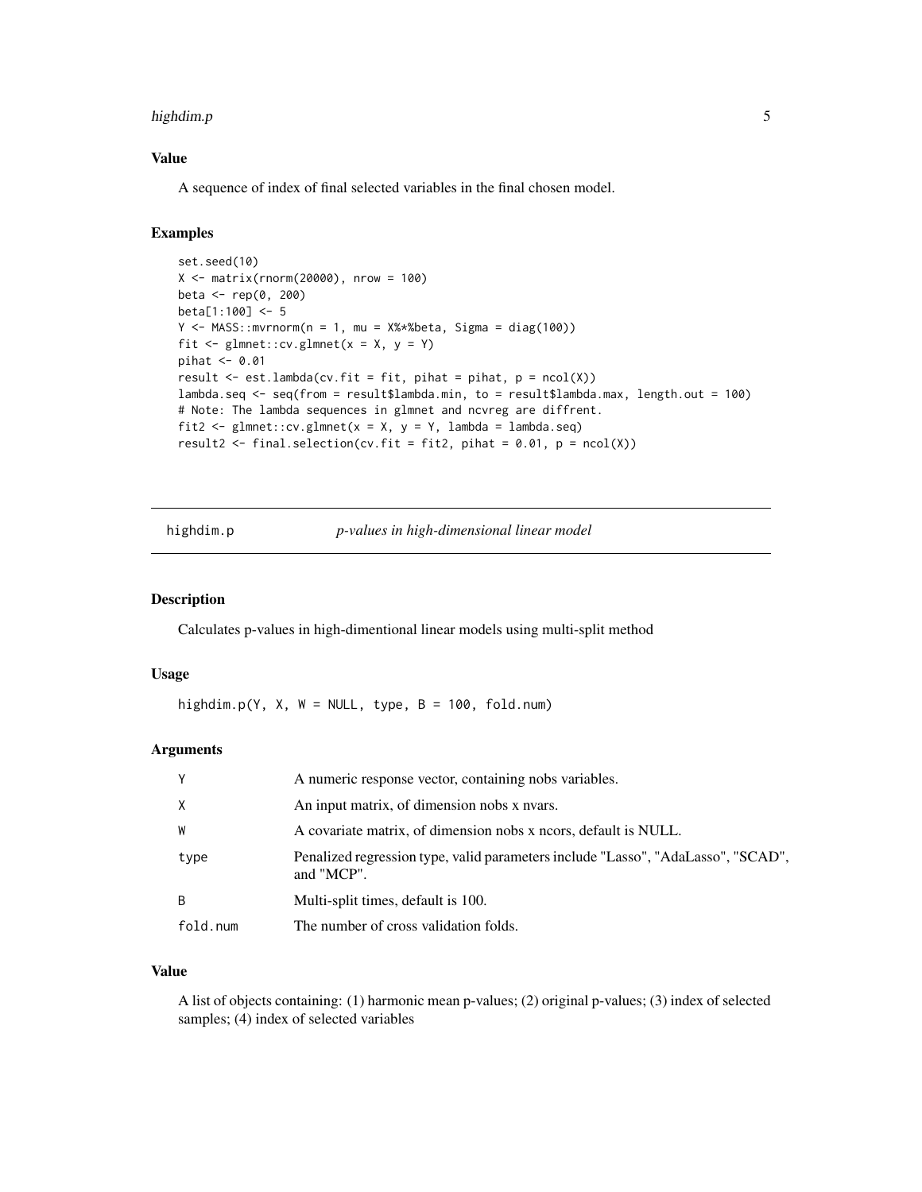### Value

A sequence of index of final selected variables in the final chosen model.

### Examples

```
set.seed(10)
X <- matrix(rnorm(20000), nrow = 100)
beta <- rep(0, 200)
beta[1:100] <- 5
Y <- MASS::mvrnorm(n = 1, mu = X%*%beta, Sigma = diag(100))
fit <- glmnet::cv.glmnet(x = X, y = Y)
pihat <- 0.01
result <- est.lambda(cv.fit = fit, pihat = pihat, p = ncol(X))
lambda.seq <- seq(from = result$lambda.min, to = result$lambda.max, length.out = 100)
# Note: The lambda sequences in glmnet and ncvreg are diffrent.
fit2 <- glmnet::cv.glmnet(x = X, y = Y, lambda = lambda.seq)
result2 <- final.selection(cv.fit = fit2, pihat = 0.01, p = ncol(X))
```

---

## highdim.p *p-values in high-dimensional linear model*

---

### Description

Calculates p-values in high-dimentional linear models using multi-split method

### Usage

```
highdim.p(Y, X, W = NULL, type, B = 100, fold.num)
```

### Arguments

| | |
|---|---|
| Y | A numeric response vector, containing nobs variables. |
| X | An input matrix, of dimension nobs x nvars. |
| W | A covariate matrix, of dimension nobs x ncors, default is NULL. |
| type | Penalized regression type, valid parameters include "Lasso", "AdaLasso", "SCAD", and "MCP". |
| B | Multi-split times, default is 100. |
| fold.num | The number of cross validation folds. |

### Value

A list of objects containing: (1) harmonic mean p-values; (2) original p-values; (3) index of selected samples; (4) index of selected variables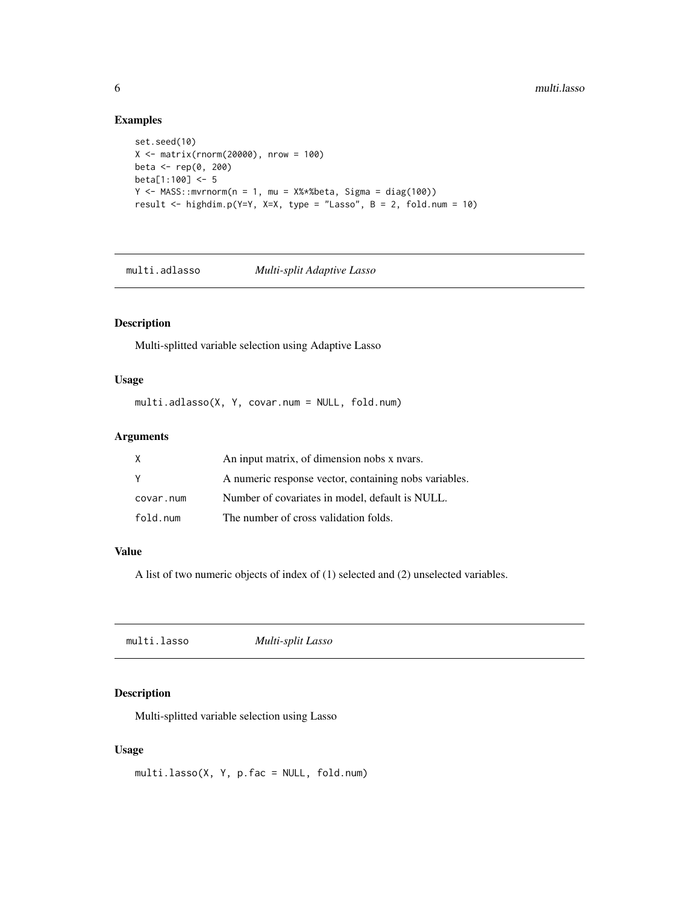## Examples

```
set.seed(10)
X <- matrix(rnorm(20000), nrow = 100)
beta <- rep(0, 200)
beta[1:100] <- 5
Y <- MASS::mvrnorm(n = 1, mu = X%*%beta, Sigma = diag(100))
result <- highdim.p(Y=Y, X=X, type = "Lasso", B = 2, fold.num = 10)
```

---

# multi.adlasso *Multi-split Adaptive Lasso*

---

## Description

Multi-splitted variable selection using Adaptive Lasso

## Usage

```
multi.adlasso(X, Y, covar.num = NULL, fold.num)
```

## Arguments

| | |
|---|---|
| X | An input matrix, of dimension nobs x nvars. |
| Y | A numeric response vector, containing nobs variables. |
| covar.num | Number of covariates in model, default is NULL. |
| fold.num | The number of cross validation folds. |

## Value

A list of two numeric objects of index of (1) selected and (2) unselected variables.

---

# multi.lasso *Multi-split Lasso*

---

## Description

Multi-splitted variable selection using Lasso

## Usage

```
multi.lasso(X, Y, p.fac = NULL, fold.num)
```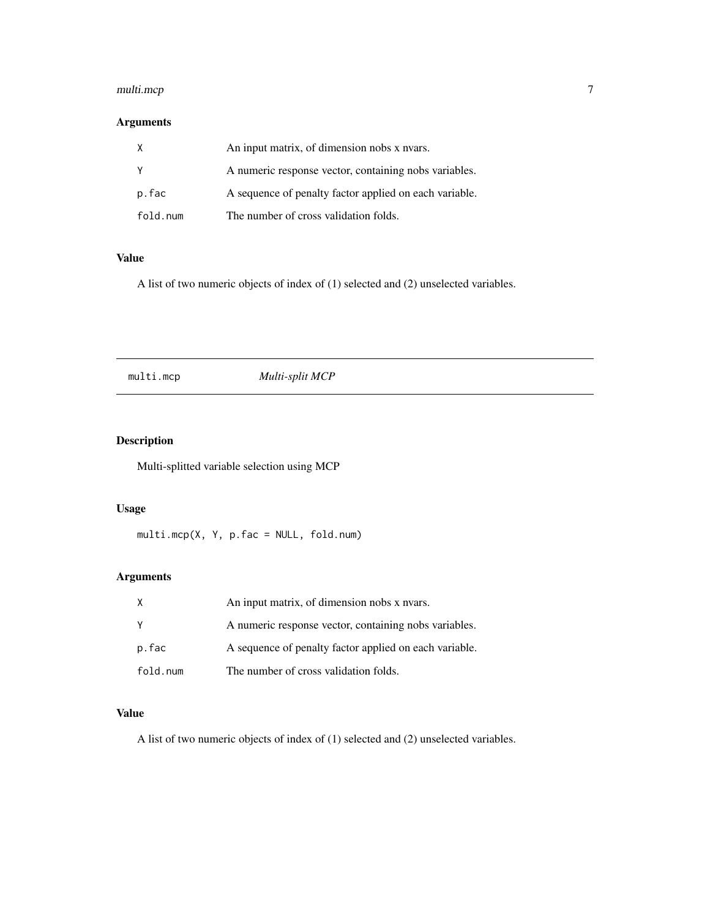## Arguments

| | |
|---|---|
| `X` | An input matrix, of dimension nobs x nvars. |
| `Y` | A numeric response vector, containing nobs variables. |
| `p.fac` | A sequence of penalty factor applied on each variable. |
| `fold.num` | The number of cross validation folds. |

## Value

A list of two numeric objects of index of (1) selected and (2) unselected variables.

---

# `multi.mcp` *Multi-split MCP*

---

## Description

Multi-splitted variable selection using MCP

## Usage

```
multi.mcp(X, Y, p.fac = NULL, fold.num)
```

## Arguments

| | |
|---|---|
| `X` | An input matrix, of dimension nobs x nvars. |
| `Y` | A numeric response vector, containing nobs variables. |
| `p.fac` | A sequence of penalty factor applied on each variable. |
| `fold.num` | The number of cross validation folds. |

## Value

A list of two numeric objects of index of (1) selected and (2) unselected variables.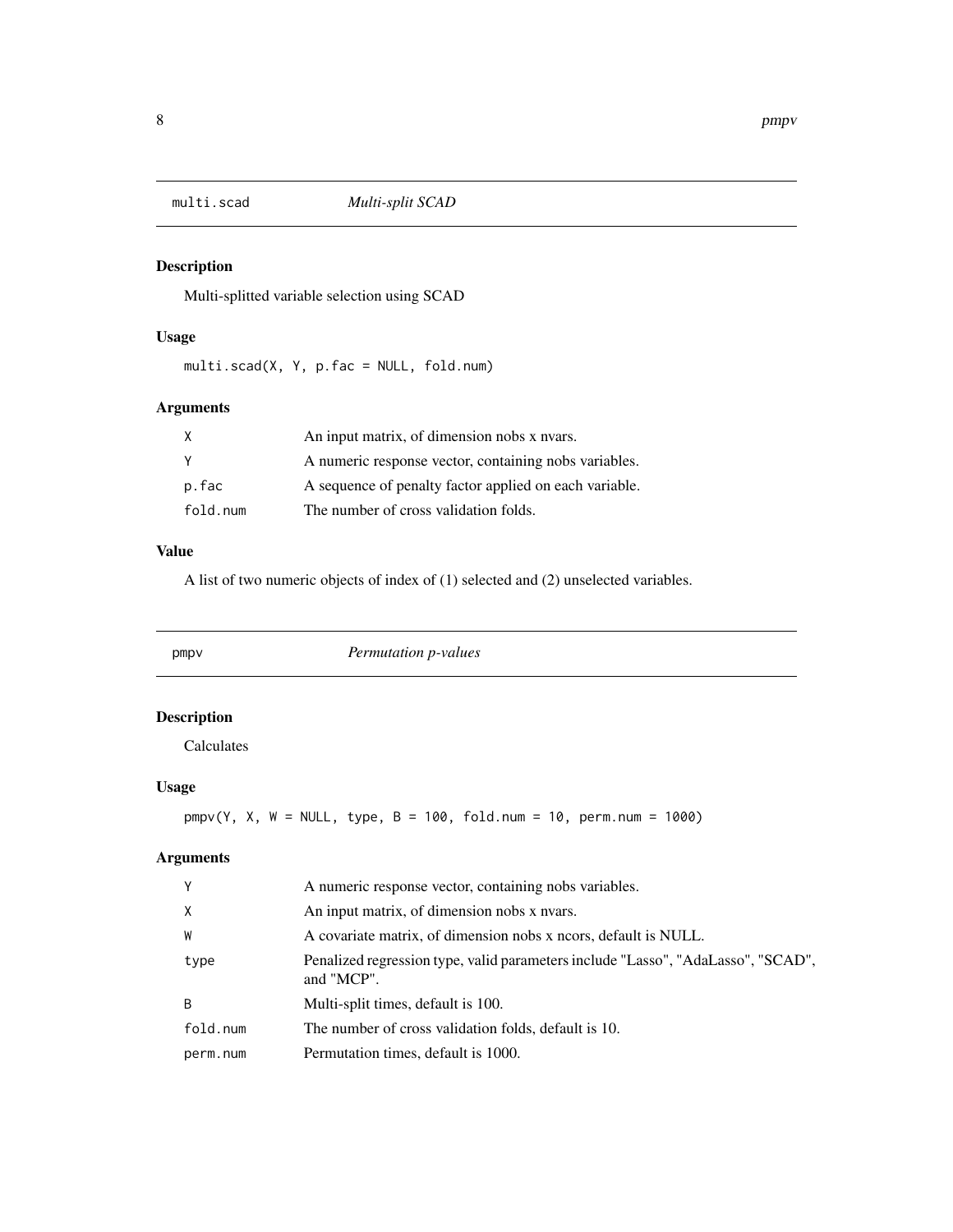## `multi.scad` *Multi-split SCAD*

### Description

Multi-splitted variable selection using SCAD

### Usage

```
multi.scad(X, Y, p.fac = NULL, fold.num)
```

### Arguments

| | |
|---|---|
| `X` | An input matrix, of dimension nobs x nvars. |
| `Y` | A numeric response vector, containing nobs variables. |
| `p.fac` | A sequence of penalty factor applied on each variable. |
| `fold.num` | The number of cross validation folds. |

### Value

A list of two numeric objects of index of (1) selected and (2) unselected variables.

## `pmpv` *Permutation p-values*

### Description

Calculates

### Usage

```
pmpv(Y, X, W = NULL, type, B = 100, fold.num = 10, perm.num = 1000)
```

### Arguments

| | |
|---|---|
| `Y` | A numeric response vector, containing nobs variables. |
| `X` | An input matrix, of dimension nobs x nvars. |
| `W` | A covariate matrix, of dimension nobs x ncors, default is NULL. |
| `type` | Penalized regression type, valid parameters include "Lasso", "AdaLasso", "SCAD", and "MCP". |
| `B` | Multi-split times, default is 100. |
| `fold.num` | The number of cross validation folds, default is 10. |
| `perm.num` | Permutation times, default is 1000. |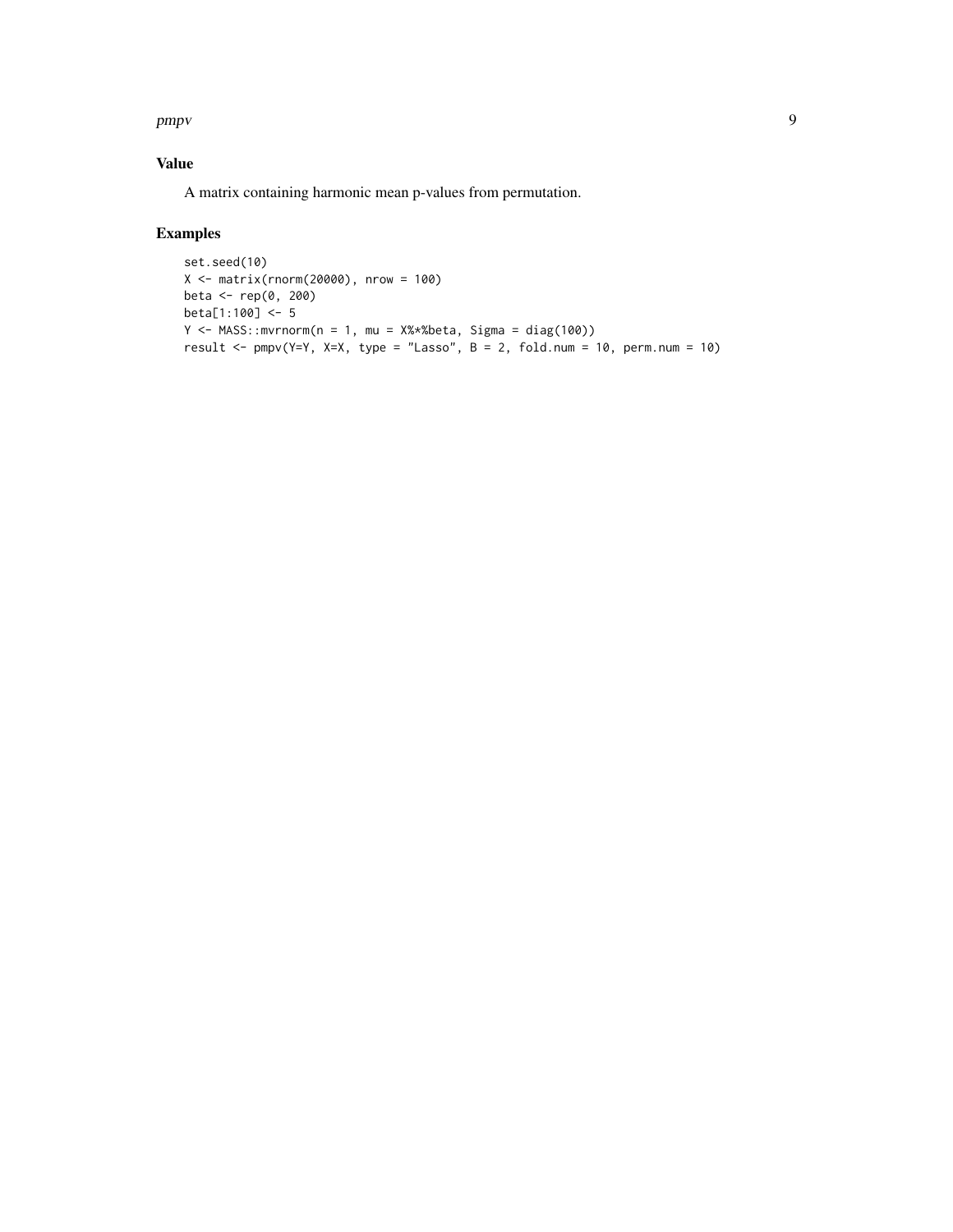## Value

A matrix containing harmonic mean p-values from permutation.

## Examples

```
set.seed(10)
X <- matrix(rnorm(20000), nrow = 100)
beta <- rep(0, 200)
beta[1:100] <- 5
Y <- MASS::mvrnorm(n = 1, mu = X%*%beta, Sigma = diag(100))
result <- pmpv(Y=Y, X=X, type = "Lasso", B = 2, fold.num = 10, perm.num = 10)
```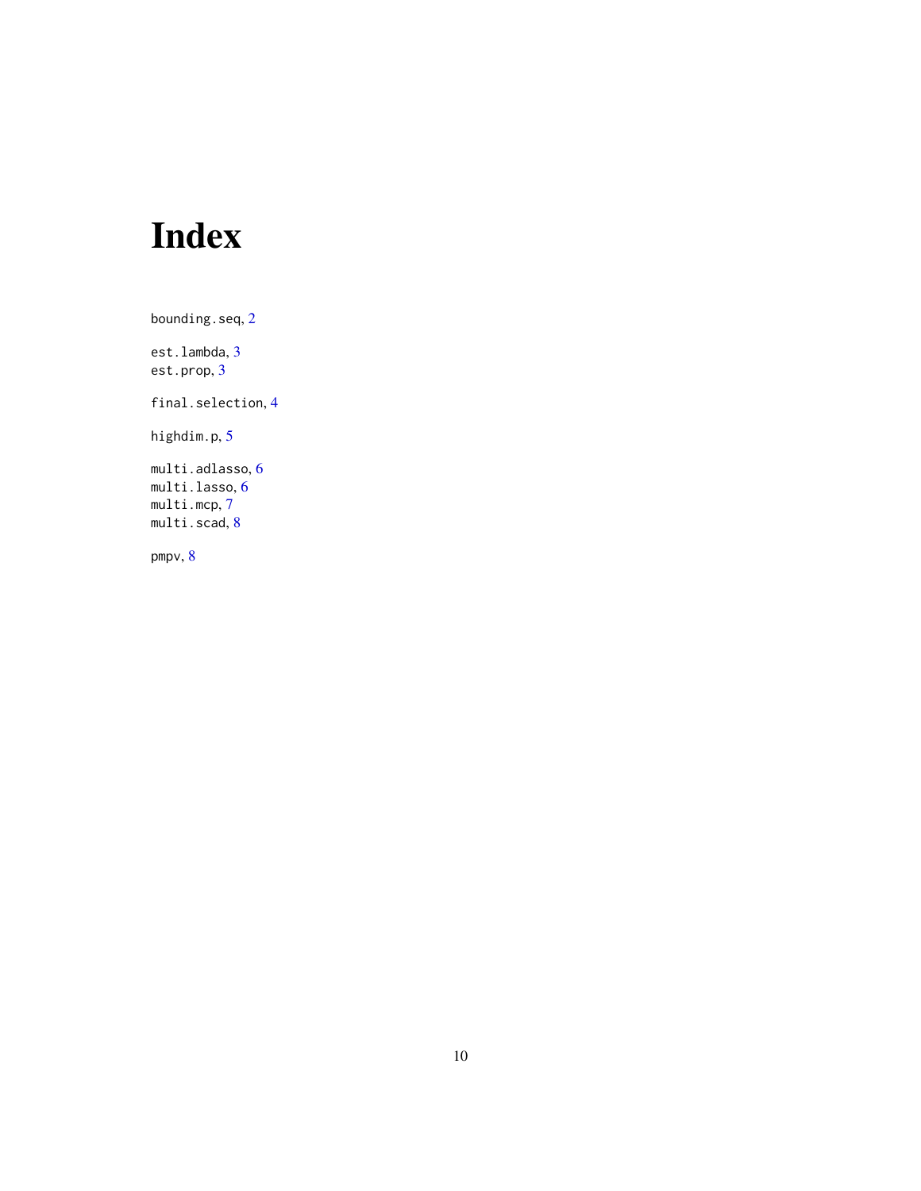# Index

bounding.seq, 2

est.lambda, 3
est.prop, 3

final.selection, 4

highdim.p, 5

multi.adlasso, 6
multi.lasso, 6
multi.mcp, 7
multi.scad, 8

pmpv, 8